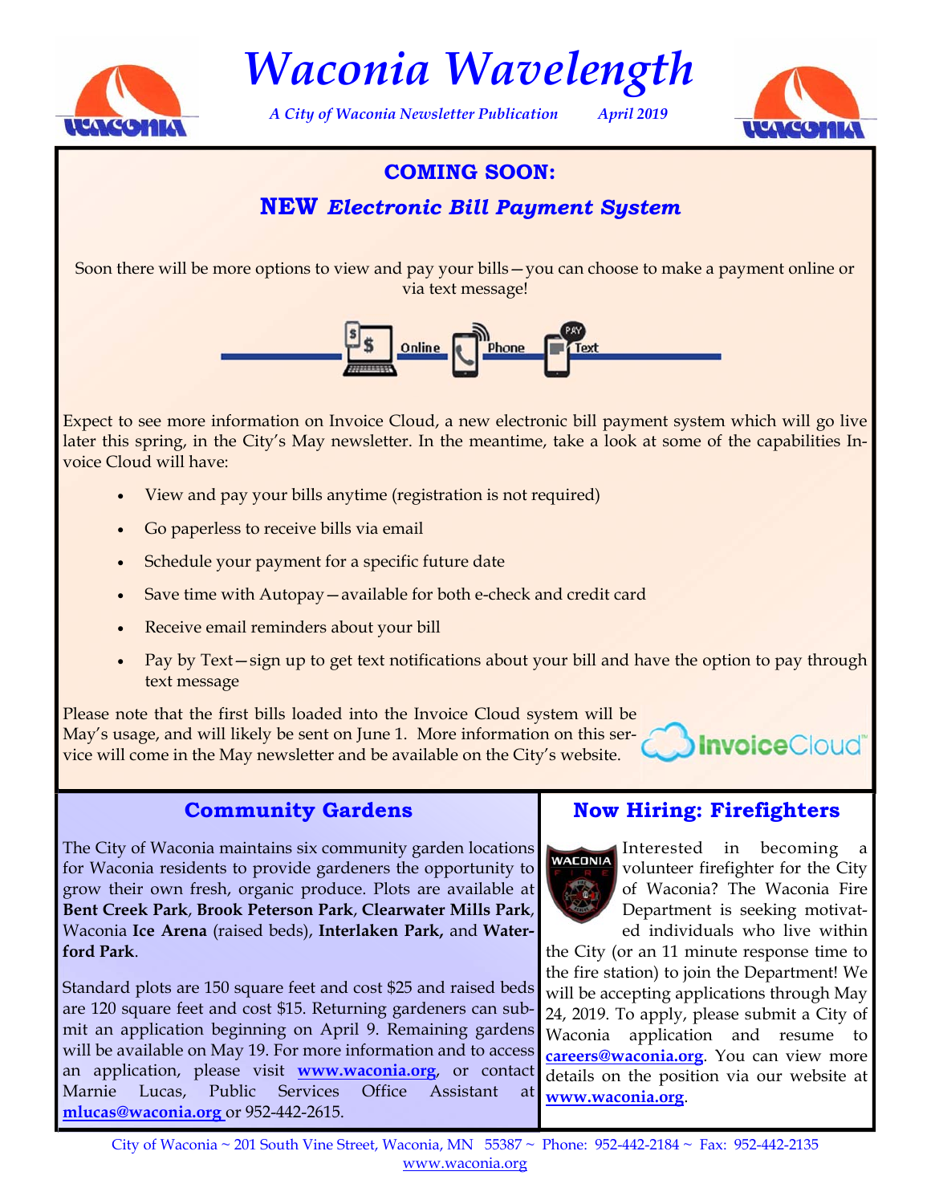# Waconia Wavelength

*A City of Waconia Newsletter Publication* *April 2019*

## COMING SOON:

## NEW *Electronic Bill Payment System*

Soon there will be more options to view and pay your bills—you can choose to make a payment online or via text message!

Online Phone Text

Expect to see more information on Invoice Cloud, a new electronic bill payment system which will go live later this spring, in the City's May newsletter. In the meantime, take a look at some of the capabilities Invoice Cloud will have:

- View and pay your bills anytime (registration is not required)
- Go paperless to receive bills via email
- Schedule your payment for a specific future date
- Save time with Autopay—available for both e-check and credit card
- Receive email reminders about your bill
- Pay by Text—sign up to get text notifications about your bill and have the option to pay through text message

Please note that the first bills loaded into the Invoice Cloud system will be May's usage, and will likely be sent on June 1. More information on this service will come in the May newsletter and be available on the City's website.

## Community Gardens

The City of Waconia maintains six community garden locations for Waconia residents to provide gardeners the opportunity to grow their own fresh, organic produce. Plots are available at **Bent Creek Park**, **Brook Peterson Park**, **Clearwater Mills Park**, Waconia **Ice Arena** (raised beds), **Interlaken Park,** and **Waterford Park**.

Standard plots are 150 square feet and cost $25 and raised beds are 120 square feet and cost $15. Returning gardeners can submit an application beginning on April 9. Remaining gardens will be available on May 19. For more information and to access an application, please visit **www.waconia.org**, or contact Marnie Lucas, Public Services Office Assistant at **mlucas@waconia.org** or 952-442-2615.

## Now Hiring: Firefighters

Interested in becoming a volunteer firefighter for the City of Waconia? The Waconia Fire Department is seeking motivated individuals who live within the City (or an 11 minute response time to the fire station) to join the Department! We will be accepting applications through May 24, 2019. To apply, please submit a City of Waconia application and resume to **careers@waconia.org**. You can view more details on the position via our website at **www.waconia.org**.

City of Waconia ~ 201 South Vine Street, Waconia, MN 55387 ~ Phone: 952-442-2184 ~ Fax: 952-442-2135
www.waconia.org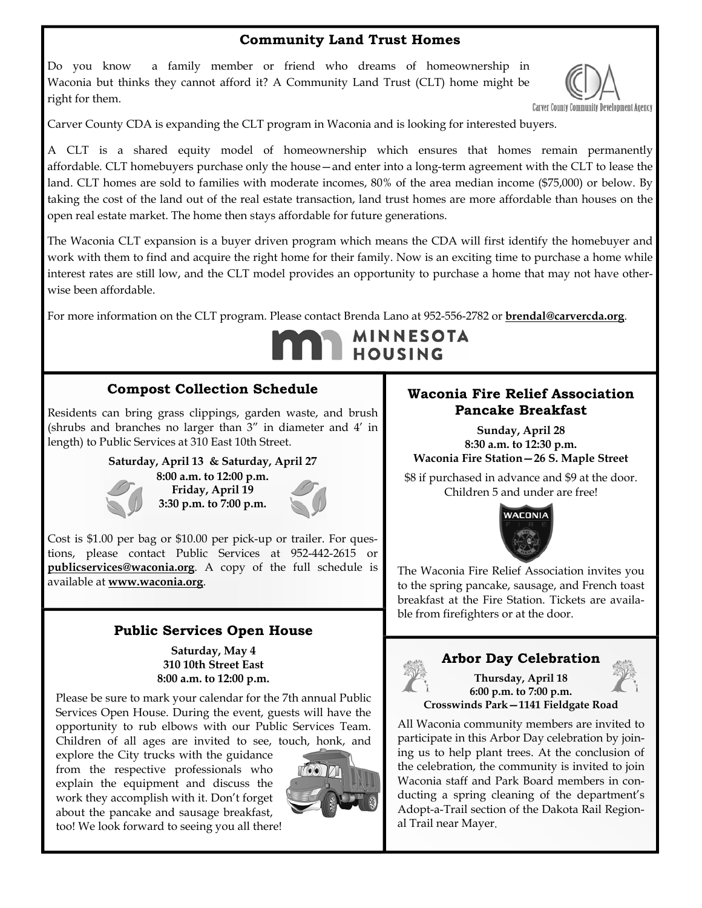## Community Land Trust Homes

Do you know a family member or friend who dreams of homeownership in Waconia but thinks they cannot afford it? A Community Land Trust (CLT) home might be right for them.

Carver County CDA is expanding the CLT program in Waconia and is looking for interested buyers.

A CLT is a shared equity model of homeownership which ensures that homes remain permanently affordable. CLT homebuyers purchase only the house—and enter into a long-term agreement with the CLT to lease the land. CLT homes are sold to families with moderate incomes, 80% of the area median income ($75,000) or below. By taking the cost of the land out of the real estate transaction, land trust homes are more affordable than houses on the open real estate market. The home then stays affordable for future generations.

The Waconia CLT expansion is a buyer driven program which means the CDA will first identify the homebuyer and work with them to find and acquire the right home for their family. Now is an exciting time to purchase a home while interest rates are still low, and the CLT model provides an opportunity to purchase a home that may not have otherwise been affordable.

For more information on the CLT program. Please contact Brenda Lano at 952-556-2782 or **brendal@carvercda.org**.

## Compost Collection Schedule

Residents can bring grass clippings, garden waste, and brush (shrubs and branches no larger than 3″ in diameter and 4′ in length) to Public Services at 310 East 10th Street.

**Saturday, April 13 & Saturday, April 27**
**8:00 a.m. to 12:00 p.m.**
**Friday, April 19**
**3:30 p.m. to 7:00 p.m.**

Cost is $1.00 per bag or $10.00 per pick-up or trailer. For questions, please contact Public Services at 952-442-2615 or **publicservices@waconia.org**. A copy of the full schedule is available at **www.waconia.org**.

## Public Services Open House

**Saturday, May 4**
**310 10th Street East**
**8:00 a.m. to 12:00 p.m.**

Please be sure to mark your calendar for the 7th annual Public Services Open House. During the event, guests will have the opportunity to rub elbows with our Public Services Team. Children of all ages are invited to see, touch, honk, and explore the City trucks with the guidance from the respective professionals who explain the equipment and discuss the work they accomplish with it. Don't forget about the pancake and sausage breakfast, too! We look forward to seeing you all there!

## Waconia Fire Relief Association Pancake Breakfast

**Sunday, April 28**
**8:30 a.m. to 12:30 p.m.**
**Waconia Fire Station—26 S. Maple Street**

$8 if purchased in advance and $9 at the door. Children 5 and under are free!

The Waconia Fire Relief Association invites you to the spring pancake, sausage, and French toast breakfast at the Fire Station. Tickets are available from firefighters or at the door.

## Arbor Day Celebration

**Thursday, April 18**
**6:00 p.m. to 7:00 p.m.**
**Crosswinds Park—1141 Fieldgate Road**

All Waconia community members are invited to participate in this Arbor Day celebration by joining us to help plant trees. At the conclusion of the celebration, the community is invited to join Waconia staff and Park Board members in conducting a spring cleaning of the department's Adopt-a-Trail section of the Dakota Rail Regional Trail near Mayer.